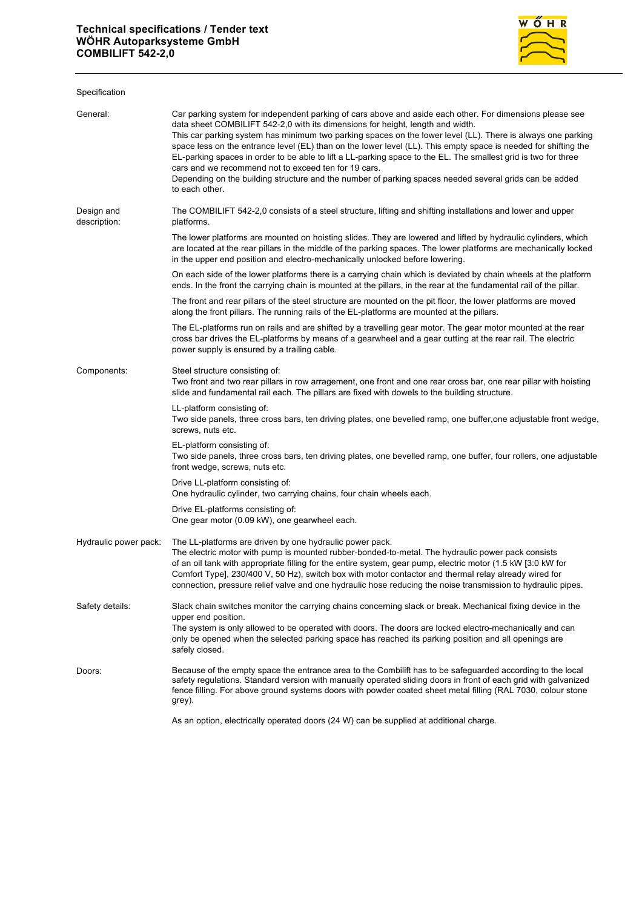**Technical specifications / Tender text**
**WÖHR Autoparksysteme GmbH**
**COMBILIFT 542-2,0**

Specification

**General:**

Car parking system for independent parking of cars above and aside each other. For dimensions please see data sheet COMBILIFT 542-2,0 with its dimensions for height, length and width.
This car parking system has minimum two parking spaces on the lower level (LL). There is always one parking space less on the entrance level (EL) than on the lower level (LL). This empty space is needed for shifting the EL-parking spaces in order to be able to lift a LL-parking space to the EL. The smallest grid is two for three cars and we recommend not to exceed ten for 19 cars.
Depending on the building structure and the number of parking spaces needed several grids can be added to each other.

**Design and description:**

The COMBILIFT 542-2,0 consists of a steel structure, lifting and shifting installations and lower and upper platforms.

The lower platforms are mounted on hoisting slides. They are lowered and lifted by hydraulic cylinders, which are located at the rear pillars in the middle of the parking spaces. The lower platforms are mechanically locked in the upper end position and electro-mechanically unlocked before lowering.

On each side of the lower platforms there is a carrying chain which is deviated by chain wheels at the platform ends. In the front the carrying chain is mounted at the pillars, in the rear at the fundamental rail of the pillar.

The front and rear pillars of the steel structure are mounted on the pit floor, the lower platforms are moved along the front pillars. The running rails of the EL-platforms are mounted at the pillars.

The EL-platforms run on rails and are shifted by a travelling gear motor. The gear motor mounted at the rear cross bar drives the EL-platforms by means of a gearwheel and a gear cutting at the rear rail. The electric power supply is ensured by a trailing cable.

**Components:**

Steel structure consisting of:
Two front and two rear pillars in row arragement, one front and one rear cross bar, one rear pillar with hoisting slide and fundamental rail each. The pillars are fixed with dowels to the building structure.

LL-platform consisting of:
Two side panels, three cross bars, ten driving plates, one bevelled ramp, one buffer,one adjustable front wedge, screws, nuts etc.

EL-platform consisting of:
Two side panels, three cross bars, ten driving plates, one bevelled ramp, one buffer, four rollers, one adjustable front wedge, screws, nuts etc.

Drive LL-platform consisting of:
One hydraulic cylinder, two carrying chains, four chain wheels each.

Drive EL-platforms consisting of:
One gear motor (0.09 kW), one gearwheel each.

**Hydraulic power pack:**

The LL-platforms are driven by one hydraulic power pack.
The electric motor with pump is mounted rubber-bonded-to-metal. The hydraulic power pack consists of an oil tank with appropriate filling for the entire system, gear pump, electric motor (1.5 kW [3:0 kW for Comfort Type], 230/400 V, 50 Hz), switch box with motor contactor and thermal relay already wired for connection, pressure relief valve and one hydraulic hose reducing the noise transmission to hydraulic pipes.

**Safety details:**

Slack chain switches monitor the carrying chains concerning slack or break. Mechanical fixing device in the upper end position.
The system is only allowed to be operated with doors. The doors are locked electro-mechanically and can only be opened when the selected parking space has reached its parking position and all openings are safely closed.

**Doors:**

Because of the empty space the entrance area to the Combilift has to be safeguarded according to the local safety regulations. Standard version with manually operated sliding doors in front of each grid with galvanized fence filling. For above ground systems doors with powder coated sheet metal filling (RAL 7030, colour stone grey).

As an option, electrically operated doors (24 W) can be supplied at additional charge.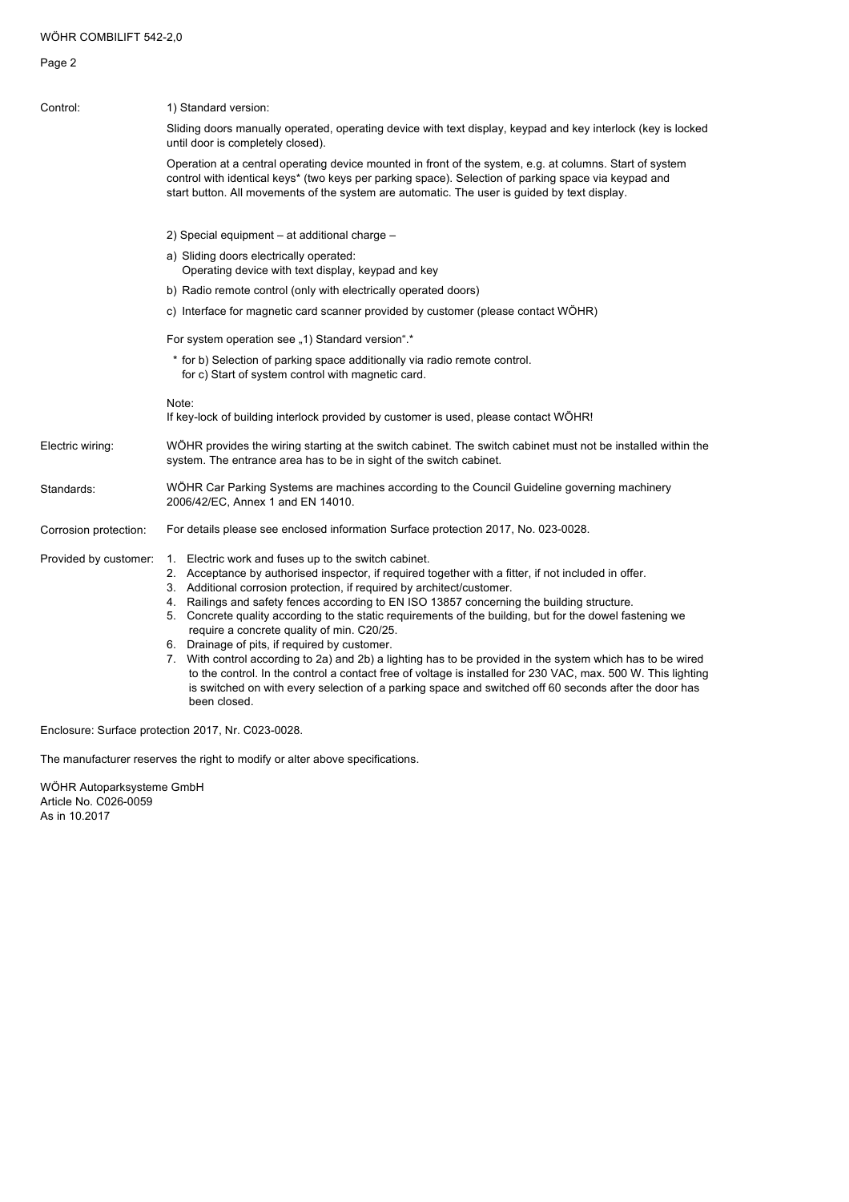**Control:**

1) Standard version:

Sliding doors manually operated, operating device with text display, keypad and key interlock (key is locked until door is completely closed).

Operation at a central operating device mounted in front of the system, e.g. at columns. Start of system control with identical keys* (two keys per parking space). Selection of parking space via keypad and start button. All movements of the system are automatic. The user is guided by text display.

2) Special equipment – at additional charge –

a) Sliding doors electrically operated:
Operating device with text display, keypad and key

b) Radio remote control (only with electrically operated doors)

c) Interface for magnetic card scanner provided by customer (please contact WÖHR)

For system operation see „1) Standard version".*

\* for b) Selection of parking space additionally via radio remote control.
for c) Start of system control with magnetic card.

Note:
If key-lock of building interlock provided by customer is used, please contact WÖHR!

**Electric wiring:** WÖHR provides the wiring starting at the switch cabinet. The switch cabinet must not be installed within the system. The entrance area has to be in sight of the switch cabinet.

**Standards:** WÖHR Car Parking Systems are machines according to the Council Guideline governing machinery 2006/42/EC, Annex 1 and EN 14010.

**Corrosion protection:** For details please see enclosed information Surface protection 2017, No. 023-0028.

**Provided by customer:**

1. Electric work and fuses up to the switch cabinet.
2. Acceptance by authorised inspector, if required together with a fitter, if not included in offer.
3. Additional corrosion protection, if required by architect/customer.
4. Railings and safety fences according to EN ISO 13857 concerning the building structure.
5. Concrete quality according to the static requirements of the building, but for the dowel fastening we require a concrete quality of min. C20/25.
6. Drainage of pits, if required by customer.
7. With control according to 2a) and 2b) a lighting has to be provided in the system which has to be wired to the control. In the control a contact free of voltage is installed for 230 VAC, max. 500 W. This lighting is switched on with every selection of a parking space and switched off 60 seconds after the door has been closed.

Enclosure: Surface protection 2017, Nr. C023-0028.

The manufacturer reserves the right to modify or alter above specifications.

WÖHR Autoparksysteme GmbH
Article No. C026-0059
As in 10.2017